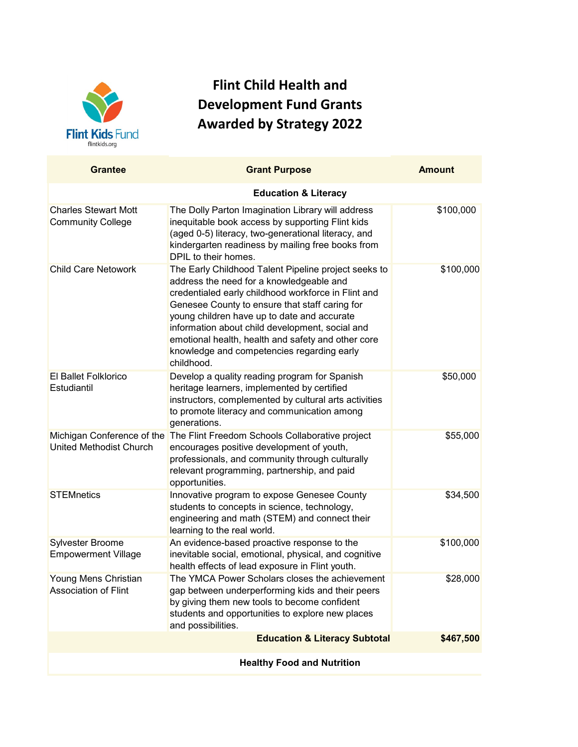Flint Kids Fund
flintkids.org

# Flint Child Health and Development Fund Grants Awarded by Strategy 2022

| Grantee | Grant Purpose | Amount |
|---|---|---|
| | **Education & Literacy** | |
| Charles Stewart Mott Community College | The Dolly Parton Imagination Library will address inequitable book access by supporting Flint kids (aged 0-5) literacy, two-generational literacy, and kindergarten readiness by mailing free books from DPIL to their homes. | $100,000 |
| Child Care Netowork | The Early Childhood Talent Pipeline project seeks to address the need for a knowledgeable and credentialed early childhood workforce in Flint and Genesee County to ensure that staff caring for young children have up to date and accurate information about child development, social and emotional health, health and safety and other core knowledge and competencies regarding early childhood. | $100,000 |
| El Ballet Folklorico Estudiantil | Develop a quality reading program for Spanish heritage learners, implemented by certified instructors, complemented by cultural arts activities to promote literacy and communication among generations. | $50,000 |
| Michigan Conference of the United Methodist Church | The Flint Freedom Schools Collaborative project encourages positive development of youth, professionals, and community through culturally relevant programming, partnership, and paid opportunities. | $55,000 |
| STEMnetics | Innovative program to expose Genesee County students to concepts in science, technology, engineering and math (STEM) and connect their learning to the real world. | $34,500 |
| Sylvester Broome Empowerment Village | An evidence-based proactive response to the inevitable social, emotional, physical, and cognitive health effects of lead exposure in Flint youth. | $100,000 |
| Young Mens Christian Association of Flint | The YMCA Power Scholars closes the achievement gap between underperforming kids and their peers by giving them new tools to become confident students and opportunities to explore new places and possibilities. | $28,000 |
| | **Education & Literacy Subtotal** | **$467,500** |
| | **Healthy Food and Nutrition** | |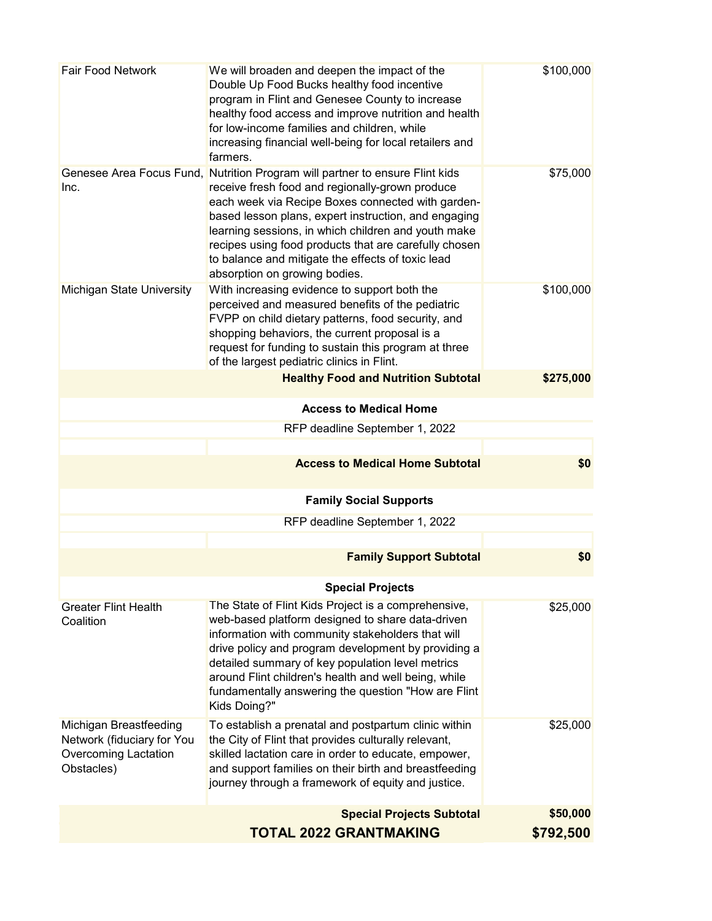| | | |
|---|---|---|
| Fair Food Network | We will broaden and deepen the impact of the Double Up Food Bucks healthy food incentive program in Flint and Genesee County to increase healthy food access and improve nutrition and health for low-income families and children, while increasing financial well-being for local retailers and farmers. | $100,000 |
| Genesee Area Focus Fund, Inc. | Nutrition Program will partner to ensure Flint kids receive fresh food and regionally-grown produce each week via Recipe Boxes connected with garden-based lesson plans, expert instruction, and engaging learning sessions, in which children and youth make recipes using food products that are carefully chosen to balance and mitigate the effects of toxic lead absorption on growing bodies. | $75,000 |
| Michigan State University | With increasing evidence to support both the perceived and measured benefits of the pediatric FVPP on child dietary patterns, food security, and shopping behaviors, the current proposal is a request for funding to sustain this program at three of the largest pediatric clinics in Flint. | $100,000 |
| | **Healthy Food and Nutrition Subtotal** | **$275,000** |
| | **Access to Medical Home** | |
| | RFP deadline September 1, 2022 | |
| | | |
| | **Access to Medical Home Subtotal** | **$0** |
| | **Family Social Supports** | |
| | RFP deadline September 1, 2022 | |
| | | |
| | **Family Support Subtotal** | **$0** |
| | **Special Projects** | |
| Greater Flint Health Coalition | The State of Flint Kids Project is a comprehensive, web-based platform designed to share data-driven information with community stakeholders that will drive policy and program development by providing a detailed summary of key population level metrics around Flint children's health and well being, while fundamentally answering the question "How are Flint Kids Doing?" | $25,000 |
| Michigan Breastfeeding Network (fiduciary for You Overcoming Lactation Obstacles) | To establish a prenatal and postpartum clinic within the City of Flint that provides culturally relevant, skilled lactation care in order to educate, empower, and support families on their birth and breastfeeding journey through a framework of equity and justice. | $25,000 |
| | **Special Projects Subtotal** | **$50,000** |
| | **TOTAL 2022 GRANTMAKING** | **$792,500** |